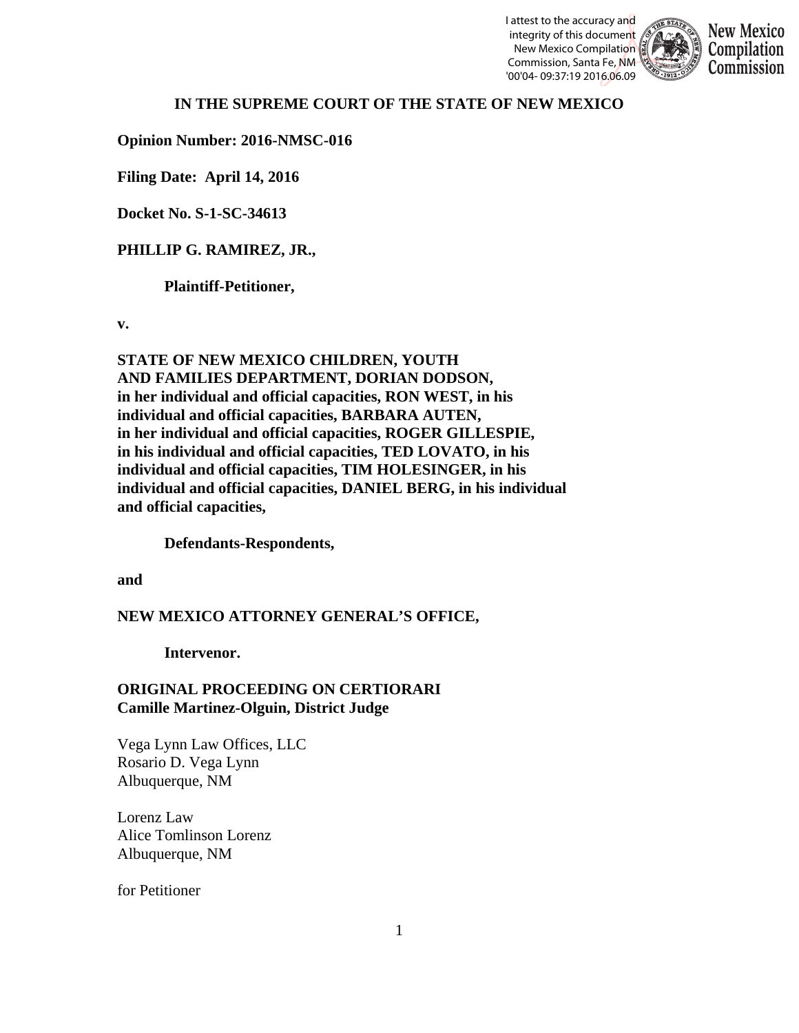## IN THE SUPREME COURT OF THE STATE OF NEW MEXICO

**Opinion Number: 2016-NMSC-016**

**Filing Date: April 14, 2016**

**Docket No. S-1-SC-34613**

**PHILLIP G. RAMIREZ, JR.,**

**Plaintiff-Petitioner,**

**v.**

**STATE OF NEW MEXICO CHILDREN, YOUTH AND FAMILIES DEPARTMENT, DORIAN DODSON, in her individual and official capacities, RON WEST, in his individual and official capacities, BARBARA AUTEN, in her individual and official capacities, ROGER GILLESPIE, in his individual and official capacities, TED LOVATO, in his individual and official capacities, TIM HOLESINGER, in his individual and official capacities, DANIEL BERG, in his individual and official capacities,**

**Defendants-Respondents,**

**and**

**NEW MEXICO ATTORNEY GENERAL'S OFFICE,**

**Intervenor.**

**ORIGINAL PROCEEDING ON CERTIORARI**
**Camille Martinez-Olguin, District Judge**

Vega Lynn Law Offices, LLC
Rosario D. Vega Lynn
Albuquerque, NM

Lorenz Law
Alice Tomlinson Lorenz
Albuquerque, NM

for Petitioner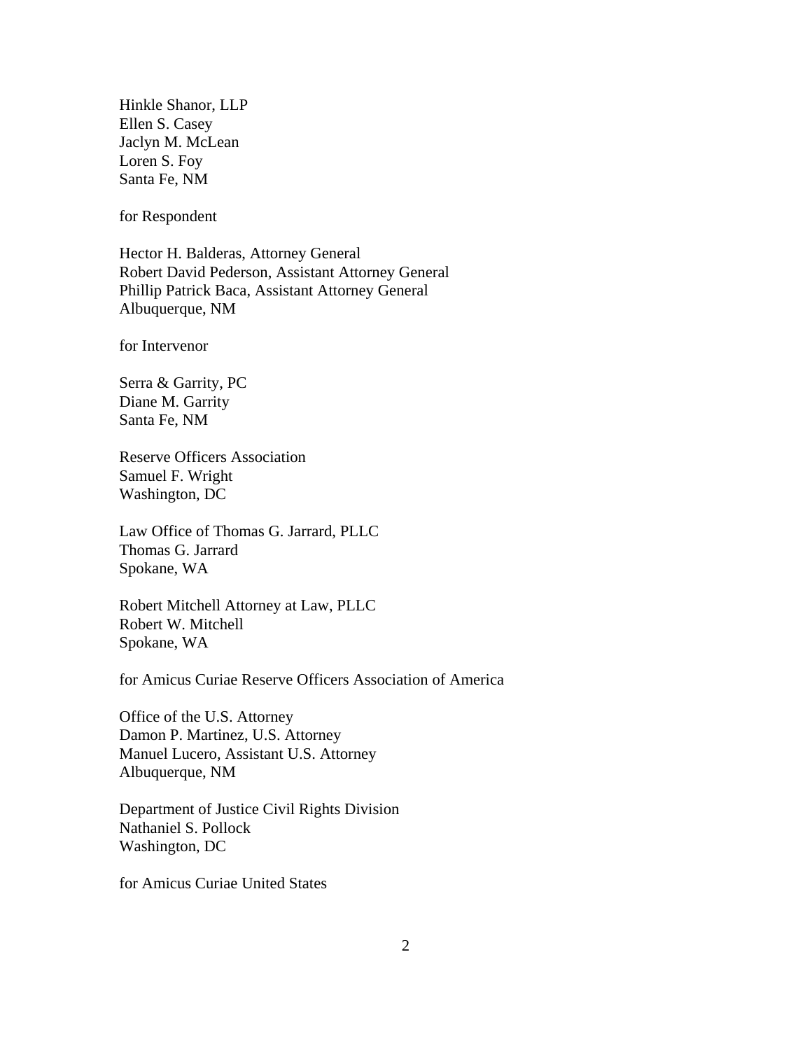Hinkle Shanor, LLP
Ellen S. Casey
Jaclyn M. McLean
Loren S. Foy
Santa Fe, NM

for Respondent

Hector H. Balderas, Attorney General
Robert David Pederson, Assistant Attorney General
Phillip Patrick Baca, Assistant Attorney General
Albuquerque, NM

for Intervenor

Serra & Garrity, PC
Diane M. Garrity
Santa Fe, NM

Reserve Officers Association
Samuel F. Wright
Washington, DC

Law Office of Thomas G. Jarrard, PLLC
Thomas G. Jarrard
Spokane, WA

Robert Mitchell Attorney at Law, PLLC
Robert W. Mitchell
Spokane, WA

for Amicus Curiae Reserve Officers Association of America

Office of the U.S. Attorney
Damon P. Martinez, U.S. Attorney
Manuel Lucero, Assistant U.S. Attorney
Albuquerque, NM

Department of Justice Civil Rights Division
Nathaniel S. Pollock
Washington, DC

for Amicus Curiae United States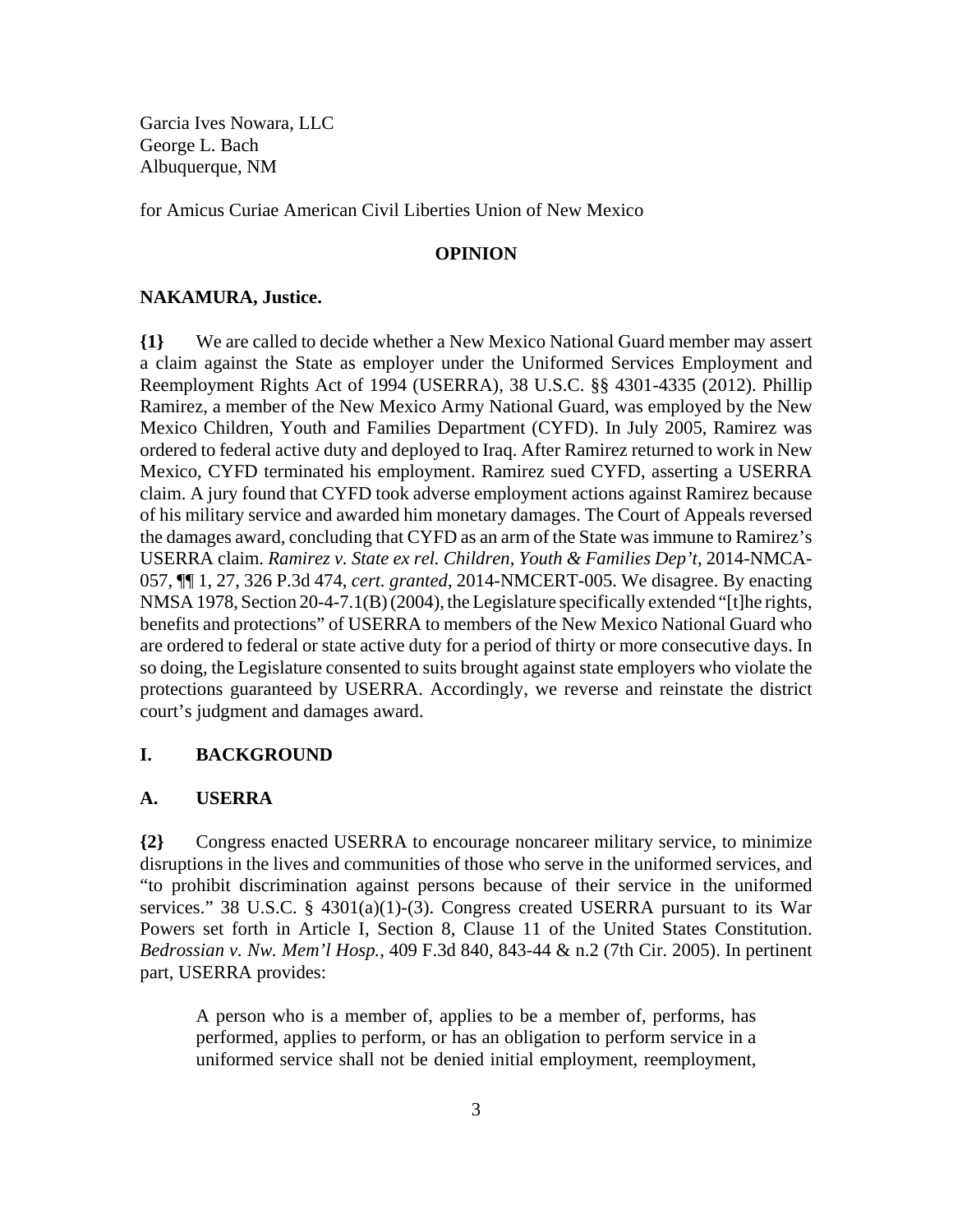Garcia Ives Nowara, LLC
George L. Bach
Albuquerque, NM

for Amicus Curiae American Civil Liberties Union of New Mexico

## OPINION

**NAKAMURA, Justice.**

**{1}** We are called to decide whether a New Mexico National Guard member may assert a claim against the State as employer under the Uniformed Services Employment and Reemployment Rights Act of 1994 (USERRA), 38 U.S.C. §§ 4301-4335 (2012). Phillip Ramirez, a member of the New Mexico Army National Guard, was employed by the New Mexico Children, Youth and Families Department (CYFD). In July 2005, Ramirez was ordered to federal active duty and deployed to Iraq. After Ramirez returned to work in New Mexico, CYFD terminated his employment. Ramirez sued CYFD, asserting a USERRA claim. A jury found that CYFD took adverse employment actions against Ramirez because of his military service and awarded him monetary damages. The Court of Appeals reversed the damages award, concluding that CYFD as an arm of the State was immune to Ramirez's USERRA claim. *Ramirez v. State ex rel. Children, Youth & Families Dep't*, 2014-NMCA-057, ¶¶ 1, 27, 326 P.3d 474, *cert. granted*, 2014-NMCERT-005. We disagree. By enacting NMSA 1978, Section 20-4-7.1(B) (2004), the Legislature specifically extended "[t]he rights, benefits and protections" of USERRA to members of the New Mexico National Guard who are ordered to federal or state active duty for a period of thirty or more consecutive days. In so doing, the Legislature consented to suits brought against state employers who violate the protections guaranteed by USERRA. Accordingly, we reverse and reinstate the district court's judgment and damages award.

## I. BACKGROUND

### A. USERRA

**{2}** Congress enacted USERRA to encourage noncareer military service, to minimize disruptions in the lives and communities of those who serve in the uniformed services, and "to prohibit discrimination against persons because of their service in the uniformed services." 38 U.S.C. § 4301(a)(1)-(3). Congress created USERRA pursuant to its War Powers set forth in Article I, Section 8, Clause 11 of the United States Constitution. *Bedrossian v. Nw. Mem'l Hosp.*, 409 F.3d 840, 843-44 & n.2 (7th Cir. 2005). In pertinent part, USERRA provides:

> A person who is a member of, applies to be a member of, performs, has performed, applies to perform, or has an obligation to perform service in a uniformed service shall not be denied initial employment, reemployment,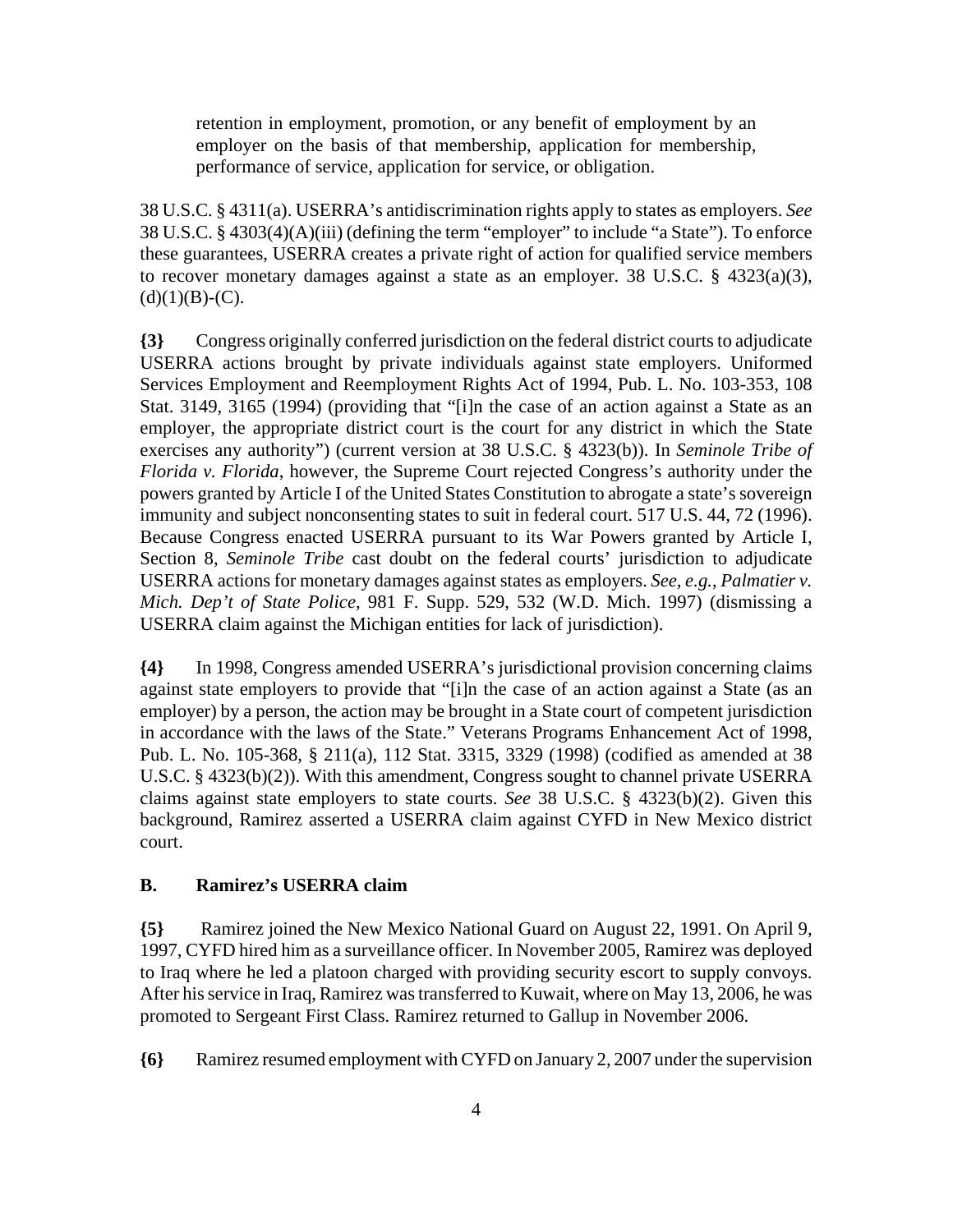retention in employment, promotion, or any benefit of employment by an employer on the basis of that membership, application for membership, performance of service, application for service, or obligation.

38 U.S.C. § 4311(a). USERRA's antidiscrimination rights apply to states as employers. *See* 38 U.S.C. § 4303(4)(A)(iii) (defining the term "employer" to include "a State"). To enforce these guarantees, USERRA creates a private right of action for qualified service members to recover monetary damages against a state as an employer. 38 U.S.C. § 4323(a)(3), (d)(1)(B)-(C).

**{3}** Congress originally conferred jurisdiction on the federal district courts to adjudicate USERRA actions brought by private individuals against state employers. Uniformed Services Employment and Reemployment Rights Act of 1994, Pub. L. No. 103-353, 108 Stat. 3149, 3165 (1994) (providing that "[i]n the case of an action against a State as an employer, the appropriate district court is the court for any district in which the State exercises any authority") (current version at 38 U.S.C. § 4323(b)). In *Seminole Tribe of Florida v. Florida*, however, the Supreme Court rejected Congress's authority under the powers granted by Article I of the United States Constitution to abrogate a state's sovereign immunity and subject nonconsenting states to suit in federal court. 517 U.S. 44, 72 (1996). Because Congress enacted USERRA pursuant to its War Powers granted by Article I, Section 8, *Seminole Tribe* cast doubt on the federal courts' jurisdiction to adjudicate USERRA actions for monetary damages against states as employers. *See, e.g.*, *Palmatier v. Mich. Dep't of State Police*, 981 F. Supp. 529, 532 (W.D. Mich. 1997) (dismissing a USERRA claim against the Michigan entities for lack of jurisdiction).

**{4}** In 1998, Congress amended USERRA's jurisdictional provision concerning claims against state employers to provide that "[i]n the case of an action against a State (as an employer) by a person, the action may be brought in a State court of competent jurisdiction in accordance with the laws of the State." Veterans Programs Enhancement Act of 1998, Pub. L. No. 105-368, § 211(a), 112 Stat. 3315, 3329 (1998) (codified as amended at 38 U.S.C. § 4323(b)(2)). With this amendment, Congress sought to channel private USERRA claims against state employers to state courts. *See* 38 U.S.C. § 4323(b)(2). Given this background, Ramirez asserted a USERRA claim against CYFD in New Mexico district court.

### B. Ramirez's USERRA claim

**{5}** Ramirez joined the New Mexico National Guard on August 22, 1991. On April 9, 1997, CYFD hired him as a surveillance officer. In November 2005, Ramirez was deployed to Iraq where he led a platoon charged with providing security escort to supply convoys. After his service in Iraq, Ramirez was transferred to Kuwait, where on May 13, 2006, he was promoted to Sergeant First Class. Ramirez returned to Gallup in November 2006.

**{6}** Ramirez resumed employment with CYFD on January 2, 2007 under the supervision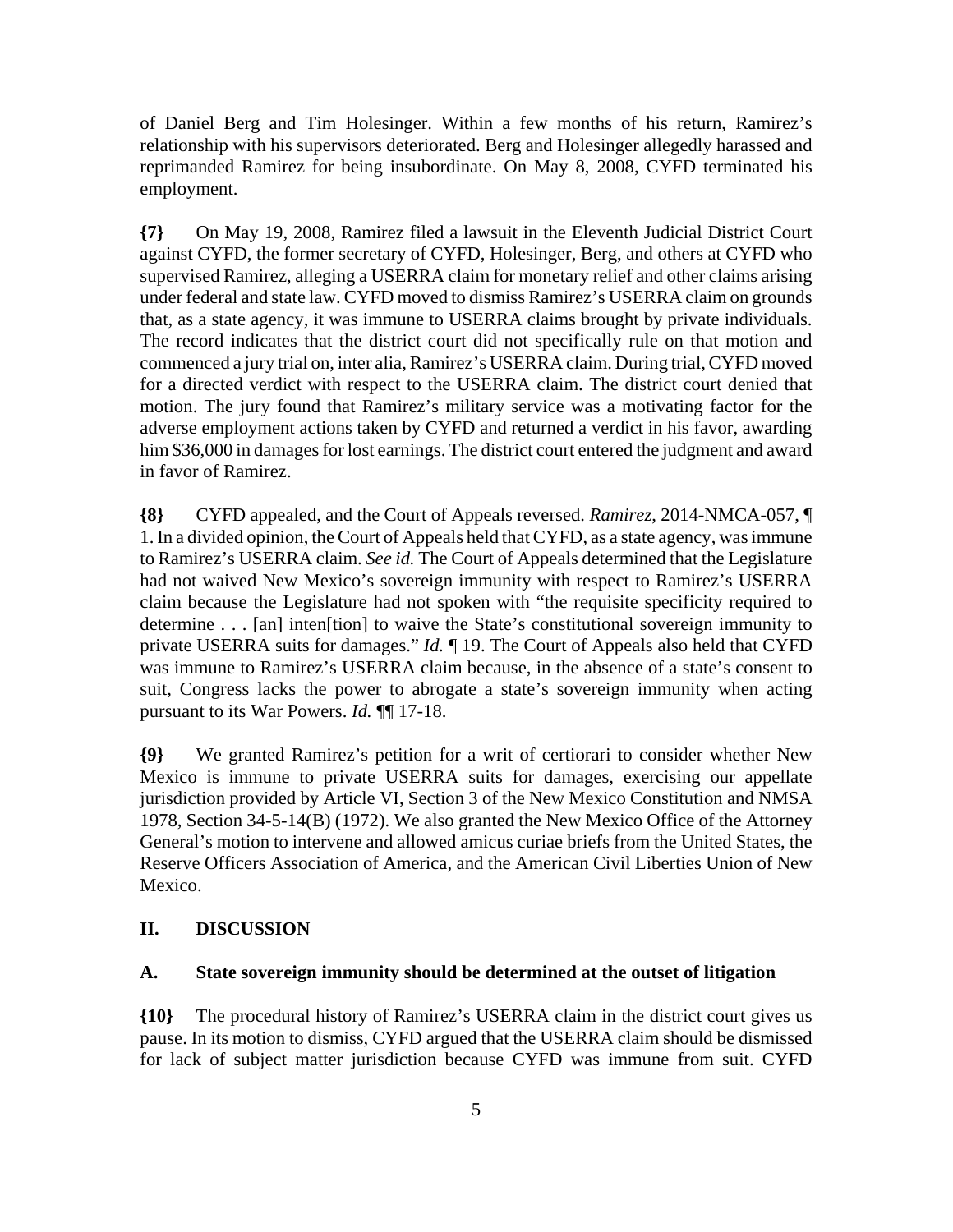of Daniel Berg and Tim Holesinger. Within a few months of his return, Ramirez's relationship with his supervisors deteriorated. Berg and Holesinger allegedly harassed and reprimanded Ramirez for being insubordinate. On May 8, 2008, CYFD terminated his employment.

**{7}** On May 19, 2008, Ramirez filed a lawsuit in the Eleventh Judicial District Court against CYFD, the former secretary of CYFD, Holesinger, Berg, and others at CYFD who supervised Ramirez, alleging a USERRA claim for monetary relief and other claims arising under federal and state law. CYFD moved to dismiss Ramirez's USERRA claim on grounds that, as a state agency, it was immune to USERRA claims brought by private individuals. The record indicates that the district court did not specifically rule on that motion and commenced a jury trial on, inter alia, Ramirez's USERRA claim. During trial, CYFD moved for a directed verdict with respect to the USERRA claim. The district court denied that motion. The jury found that Ramirez's military service was a motivating factor for the adverse employment actions taken by CYFD and returned a verdict in his favor, awarding him $36,000 in damages for lost earnings. The district court entered the judgment and award in favor of Ramirez.

**{8}** CYFD appealed, and the Court of Appeals reversed. *Ramirez*, 2014-NMCA-057, ¶ 1. In a divided opinion, the Court of Appeals held that CYFD, as a state agency, was immune to Ramirez's USERRA claim. *See id.* The Court of Appeals determined that the Legislature had not waived New Mexico's sovereign immunity with respect to Ramirez's USERRA claim because the Legislature had not spoken with "the requisite specificity required to determine . . . [an] inten[tion] to waive the State's constitutional sovereign immunity to private USERRA suits for damages." *Id.* ¶ 19. The Court of Appeals also held that CYFD was immune to Ramirez's USERRA claim because, in the absence of a state's consent to suit, Congress lacks the power to abrogate a state's sovereign immunity when acting pursuant to its War Powers. *Id.* ¶¶ 17-18.

**{9}** We granted Ramirez's petition for a writ of certiorari to consider whether New Mexico is immune to private USERRA suits for damages, exercising our appellate jurisdiction provided by Article VI, Section 3 of the New Mexico Constitution and NMSA 1978, Section 34-5-14(B) (1972). We also granted the New Mexico Office of the Attorney General's motion to intervene and allowed amicus curiae briefs from the United States, the Reserve Officers Association of America, and the American Civil Liberties Union of New Mexico.

## II. DISCUSSION

### A. State sovereign immunity should be determined at the outset of litigation

**{10}** The procedural history of Ramirez's USERRA claim in the district court gives us pause. In its motion to dismiss, CYFD argued that the USERRA claim should be dismissed for lack of subject matter jurisdiction because CYFD was immune from suit. CYFD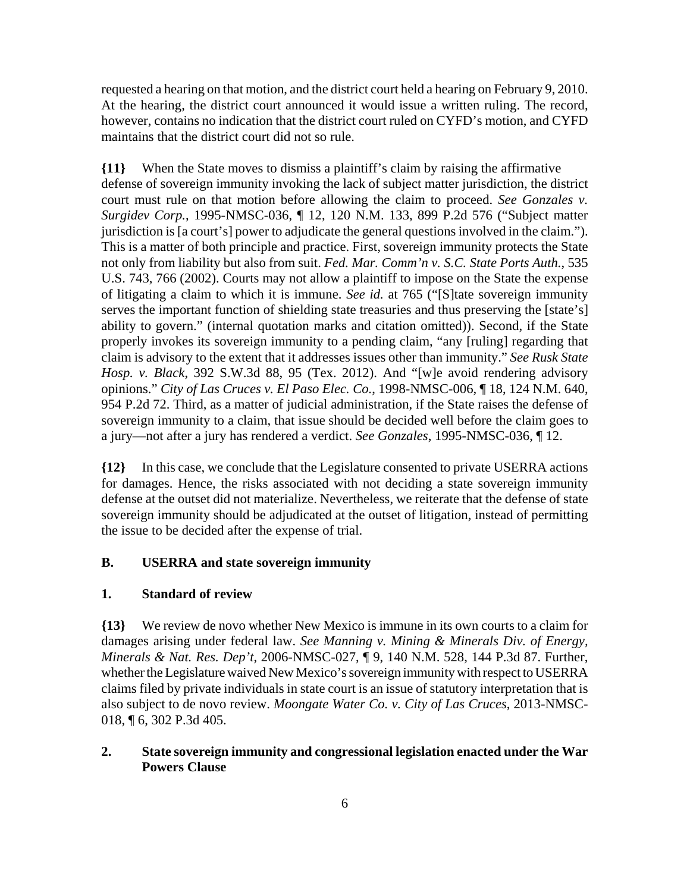requested a hearing on that motion, and the district court held a hearing on February 9, 2010. At the hearing, the district court announced it would issue a written ruling. The record, however, contains no indication that the district court ruled on CYFD's motion, and CYFD maintains that the district court did not so rule.

**{11}** When the State moves to dismiss a plaintiff's claim by raising the affirmative defense of sovereign immunity invoking the lack of subject matter jurisdiction, the district court must rule on that motion before allowing the claim to proceed. *See Gonzales v. Surgidev Corp.*, 1995-NMSC-036, ¶ 12, 120 N.M. 133, 899 P.2d 576 ("Subject matter jurisdiction is [a court's] power to adjudicate the general questions involved in the claim."). This is a matter of both principle and practice. First, sovereign immunity protects the State not only from liability but also from suit. *Fed. Mar. Comm'n v. S.C. State Ports Auth.*, 535 U.S. 743, 766 (2002). Courts may not allow a plaintiff to impose on the State the expense of litigating a claim to which it is immune. *See id.* at 765 ("[S]tate sovereign immunity serves the important function of shielding state treasuries and thus preserving the [state's] ability to govern." (internal quotation marks and citation omitted)). Second, if the State properly invokes its sovereign immunity to a pending claim, "any [ruling] regarding that claim is advisory to the extent that it addresses issues other than immunity." *See Rusk State Hosp. v. Black*, 392 S.W.3d 88, 95 (Tex. 2012). And "[w]e avoid rendering advisory opinions." *City of Las Cruces v. El Paso Elec. Co.*, 1998-NMSC-006, ¶ 18, 124 N.M. 640, 954 P.2d 72. Third, as a matter of judicial administration, if the State raises the defense of sovereign immunity to a claim, that issue should be decided well before the claim goes to a jury—not after a jury has rendered a verdict. *See Gonzales*, 1995-NMSC-036, ¶ 12.

**{12}** In this case, we conclude that the Legislature consented to private USERRA actions for damages. Hence, the risks associated with not deciding a state sovereign immunity defense at the outset did not materialize. Nevertheless, we reiterate that the defense of state sovereign immunity should be adjudicated at the outset of litigation, instead of permitting the issue to be decided after the expense of trial.

### B. USERRA and state sovereign immunity

#### 1. Standard of review

**{13}** We review de novo whether New Mexico is immune in its own courts to a claim for damages arising under federal law. *See Manning v. Mining & Minerals Div. of Energy, Minerals & Nat. Res. Dep't*, 2006-NMSC-027, ¶ 9, 140 N.M. 528, 144 P.3d 87. Further, whether the Legislature waived New Mexico's sovereign immunity with respect to USERRA claims filed by private individuals in state court is an issue of statutory interpretation that is also subject to de novo review. *Moongate Water Co. v. City of Las Cruces*, 2013-NMSC-018, ¶ 6, 302 P.3d 405.

#### 2. State sovereign immunity and congressional legislation enacted under the War Powers Clause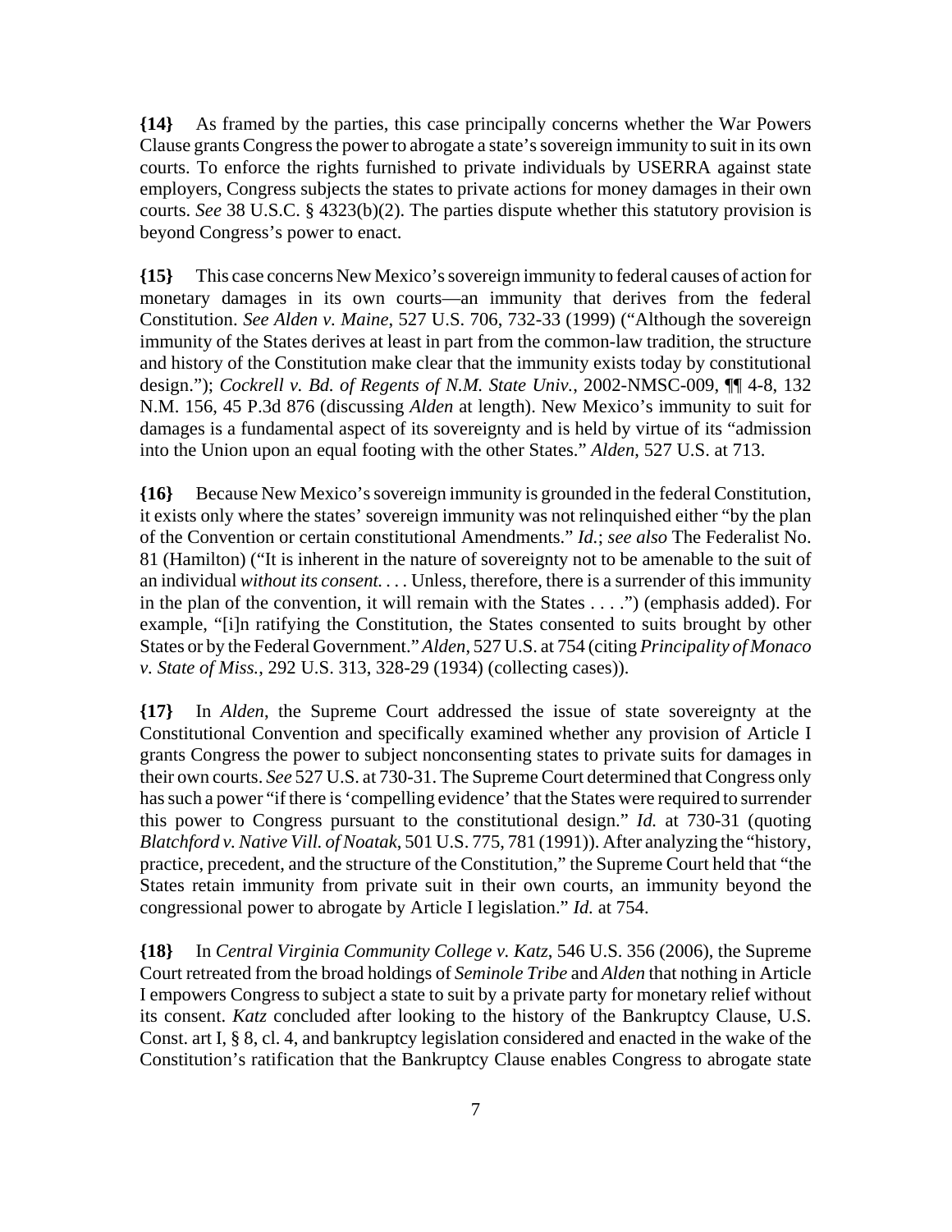**{14}** As framed by the parties, this case principally concerns whether the War Powers Clause grants Congress the power to abrogate a state's sovereign immunity to suit in its own courts. To enforce the rights furnished to private individuals by USERRA against state employers, Congress subjects the states to private actions for money damages in their own courts. *See* 38 U.S.C. § 4323(b)(2). The parties dispute whether this statutory provision is beyond Congress's power to enact.

**{15}** This case concerns New Mexico's sovereign immunity to federal causes of action for monetary damages in its own courts—an immunity that derives from the federal Constitution. *See Alden v. Maine*, 527 U.S. 706, 732-33 (1999) ("Although the sovereign immunity of the States derives at least in part from the common-law tradition, the structure and history of the Constitution make clear that the immunity exists today by constitutional design."); *Cockrell v. Bd. of Regents of N.M. State Univ.*, 2002-NMSC-009, ¶¶ 4-8, 132 N.M. 156, 45 P.3d 876 (discussing *Alden* at length). New Mexico's immunity to suit for damages is a fundamental aspect of its sovereignty and is held by virtue of its "admission into the Union upon an equal footing with the other States." *Alden*, 527 U.S. at 713.

**{16}** Because New Mexico's sovereign immunity is grounded in the federal Constitution, it exists only where the states' sovereign immunity was not relinquished either "by the plan of the Convention or certain constitutional Amendments." *Id.*; *see also* The Federalist No. 81 (Hamilton) ("It is inherent in the nature of sovereignty not to be amenable to the suit of an individual *without its consent.* . . . Unless, therefore, there is a surrender of this immunity in the plan of the convention, it will remain with the States . . . .") (emphasis added). For example, "[i]n ratifying the Constitution, the States consented to suits brought by other States or by the Federal Government." *Alden*, 527 U.S. at 754 (citing *Principality of Monaco v. State of Miss.*, 292 U.S. 313, 328-29 (1934) (collecting cases)).

**{17}** In *Alden*, the Supreme Court addressed the issue of state sovereignty at the Constitutional Convention and specifically examined whether any provision of Article I grants Congress the power to subject nonconsenting states to private suits for damages in their own courts. *See* 527 U.S. at 730-31. The Supreme Court determined that Congress only has such a power "if there is 'compelling evidence' that the States were required to surrender this power to Congress pursuant to the constitutional design." *Id.* at 730-31 (quoting *Blatchford v. Native Vill. of Noatak*, 501 U.S. 775, 781 (1991)). After analyzing the "history, practice, precedent, and the structure of the Constitution," the Supreme Court held that "the States retain immunity from private suit in their own courts, an immunity beyond the congressional power to abrogate by Article I legislation." *Id.* at 754.

**{18}** In *Central Virginia Community College v. Katz*, 546 U.S. 356 (2006), the Supreme Court retreated from the broad holdings of *Seminole Tribe* and *Alden* that nothing in Article I empowers Congress to subject a state to suit by a private party for monetary relief without its consent. *Katz* concluded after looking to the history of the Bankruptcy Clause, U.S. Const. art I, § 8, cl. 4, and bankruptcy legislation considered and enacted in the wake of the Constitution's ratification that the Bankruptcy Clause enables Congress to abrogate state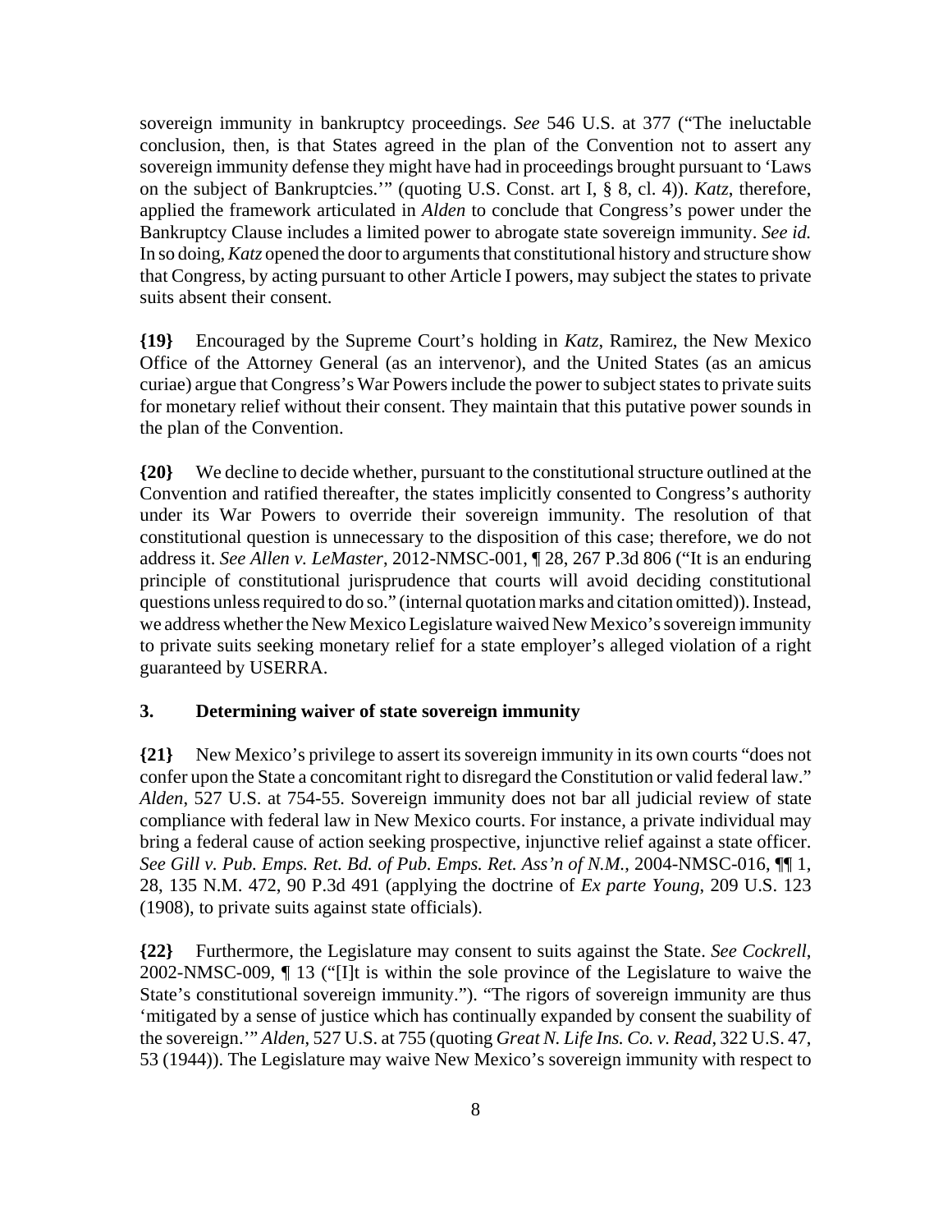sovereign immunity in bankruptcy proceedings. *See* 546 U.S. at 377 ("The ineluctable conclusion, then, is that States agreed in the plan of the Convention not to assert any sovereign immunity defense they might have had in proceedings brought pursuant to 'Laws on the subject of Bankruptcies.'" (quoting U.S. Const. art I, § 8, cl. 4)). *Katz*, therefore, applied the framework articulated in *Alden* to conclude that Congress's power under the Bankruptcy Clause includes a limited power to abrogate state sovereign immunity. *See id.* In so doing, *Katz* opened the door to arguments that constitutional history and structure show that Congress, by acting pursuant to other Article I powers, may subject the states to private suits absent their consent.

**{19}** Encouraged by the Supreme Court's holding in *Katz*, Ramirez, the New Mexico Office of the Attorney General (as an intervenor), and the United States (as an amicus curiae) argue that Congress's War Powers include the power to subject states to private suits for monetary relief without their consent. They maintain that this putative power sounds in the plan of the Convention.

**{20}** We decline to decide whether, pursuant to the constitutional structure outlined at the Convention and ratified thereafter, the states implicitly consented to Congress's authority under its War Powers to override their sovereign immunity. The resolution of that constitutional question is unnecessary to the disposition of this case; therefore, we do not address it. *See Allen v. LeMaster*, 2012-NMSC-001, ¶ 28, 267 P.3d 806 ("It is an enduring principle of constitutional jurisprudence that courts will avoid deciding constitutional questions unless required to do so." (internal quotation marks and citation omitted)). Instead, we address whether the New Mexico Legislature waived New Mexico's sovereign immunity to private suits seeking monetary relief for a state employer's alleged violation of a right guaranteed by USERRA.

### 3. Determining waiver of state sovereign immunity

**{21}** New Mexico's privilege to assert its sovereign immunity in its own courts "does not confer upon the State a concomitant right to disregard the Constitution or valid federal law." *Alden*, 527 U.S. at 754-55. Sovereign immunity does not bar all judicial review of state compliance with federal law in New Mexico courts. For instance, a private individual may bring a federal cause of action seeking prospective, injunctive relief against a state officer. *See Gill v. Pub. Emps. Ret. Bd. of Pub. Emps. Ret. Ass'n of N.M.*, 2004-NMSC-016, ¶¶ 1, 28, 135 N.M. 472, 90 P.3d 491 (applying the doctrine of *Ex parte Young*, 209 U.S. 123 (1908), to private suits against state officials).

**{22}** Furthermore, the Legislature may consent to suits against the State. *See Cockrell*, 2002-NMSC-009, ¶ 13 ("[I]t is within the sole province of the Legislature to waive the State's constitutional sovereign immunity."). "The rigors of sovereign immunity are thus 'mitigated by a sense of justice which has continually expanded by consent the suability of the sovereign.'" *Alden*, 527 U.S. at 755 (quoting *Great N. Life Ins. Co. v. Read*, 322 U.S. 47, 53 (1944)). The Legislature may waive New Mexico's sovereign immunity with respect to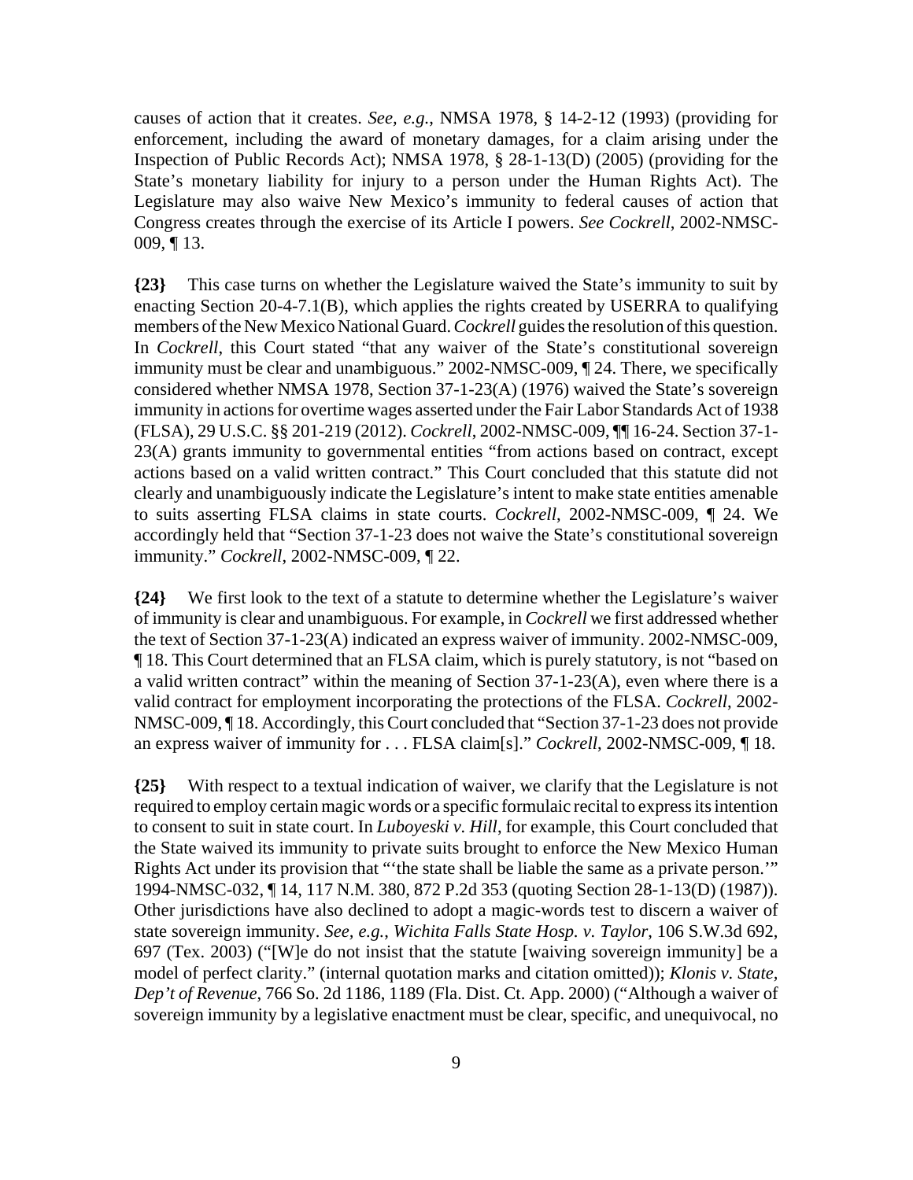causes of action that it creates. *See, e.g.*, NMSA 1978, § 14-2-12 (1993) (providing for enforcement, including the award of monetary damages, for a claim arising under the Inspection of Public Records Act); NMSA 1978, § 28-1-13(D) (2005) (providing for the State's monetary liability for injury to a person under the Human Rights Act). The Legislature may also waive New Mexico's immunity to federal causes of action that Congress creates through the exercise of its Article I powers. *See Cockrell*, 2002-NMSC-009, ¶ 13.

**{23}** This case turns on whether the Legislature waived the State's immunity to suit by enacting Section 20-4-7.1(B), which applies the rights created by USERRA to qualifying members of the New Mexico National Guard. *Cockrell* guides the resolution of this question. In *Cockrell*, this Court stated "that any waiver of the State's constitutional sovereign immunity must be clear and unambiguous." 2002-NMSC-009, ¶ 24. There, we specifically considered whether NMSA 1978, Section 37-1-23(A) (1976) waived the State's sovereign immunity in actions for overtime wages asserted under the Fair Labor Standards Act of 1938 (FLSA), 29 U.S.C. §§ 201-219 (2012). *Cockrell*, 2002-NMSC-009, ¶¶ 16-24. Section 37-1-23(A) grants immunity to governmental entities "from actions based on contract, except actions based on a valid written contract." This Court concluded that this statute did not clearly and unambiguously indicate the Legislature's intent to make state entities amenable to suits asserting FLSA claims in state courts. *Cockrell*, 2002-NMSC-009, ¶ 24. We accordingly held that "Section 37-1-23 does not waive the State's constitutional sovereign immunity." *Cockrell*, 2002-NMSC-009, ¶ 22.

**{24}** We first look to the text of a statute to determine whether the Legislature's waiver of immunity is clear and unambiguous. For example, in *Cockrell* we first addressed whether the text of Section 37-1-23(A) indicated an express waiver of immunity. 2002-NMSC-009, ¶ 18. This Court determined that an FLSA claim, which is purely statutory, is not "based on a valid written contract" within the meaning of Section 37-1-23(A), even where there is a valid contract for employment incorporating the protections of the FLSA. *Cockrell*, 2002-NMSC-009, ¶ 18. Accordingly, this Court concluded that "Section 37-1-23 does not provide an express waiver of immunity for . . . FLSA claim[s]." *Cockrell*, 2002-NMSC-009, ¶ 18.

**{25}** With respect to a textual indication of waiver, we clarify that the Legislature is not required to employ certain magic words or a specific formulaic recital to express its intention to consent to suit in state court. In *Luboyeski v. Hill*, for example, this Court concluded that the State waived its immunity to private suits brought to enforce the New Mexico Human Rights Act under its provision that "'the state shall be liable the same as a private person.'" 1994-NMSC-032, ¶ 14, 117 N.M. 380, 872 P.2d 353 (quoting Section 28-1-13(D) (1987)). Other jurisdictions have also declined to adopt a magic-words test to discern a waiver of state sovereign immunity. *See, e.g.*, *Wichita Falls State Hosp. v. Taylor*, 106 S.W.3d 692, 697 (Tex. 2003) ("[W]e do not insist that the statute [waiving sovereign immunity] be a model of perfect clarity." (internal quotation marks and citation omitted)); *Klonis v. State, Dep't of Revenue*, 766 So. 2d 1186, 1189 (Fla. Dist. Ct. App. 2000) ("Although a waiver of sovereign immunity by a legislative enactment must be clear, specific, and unequivocal, no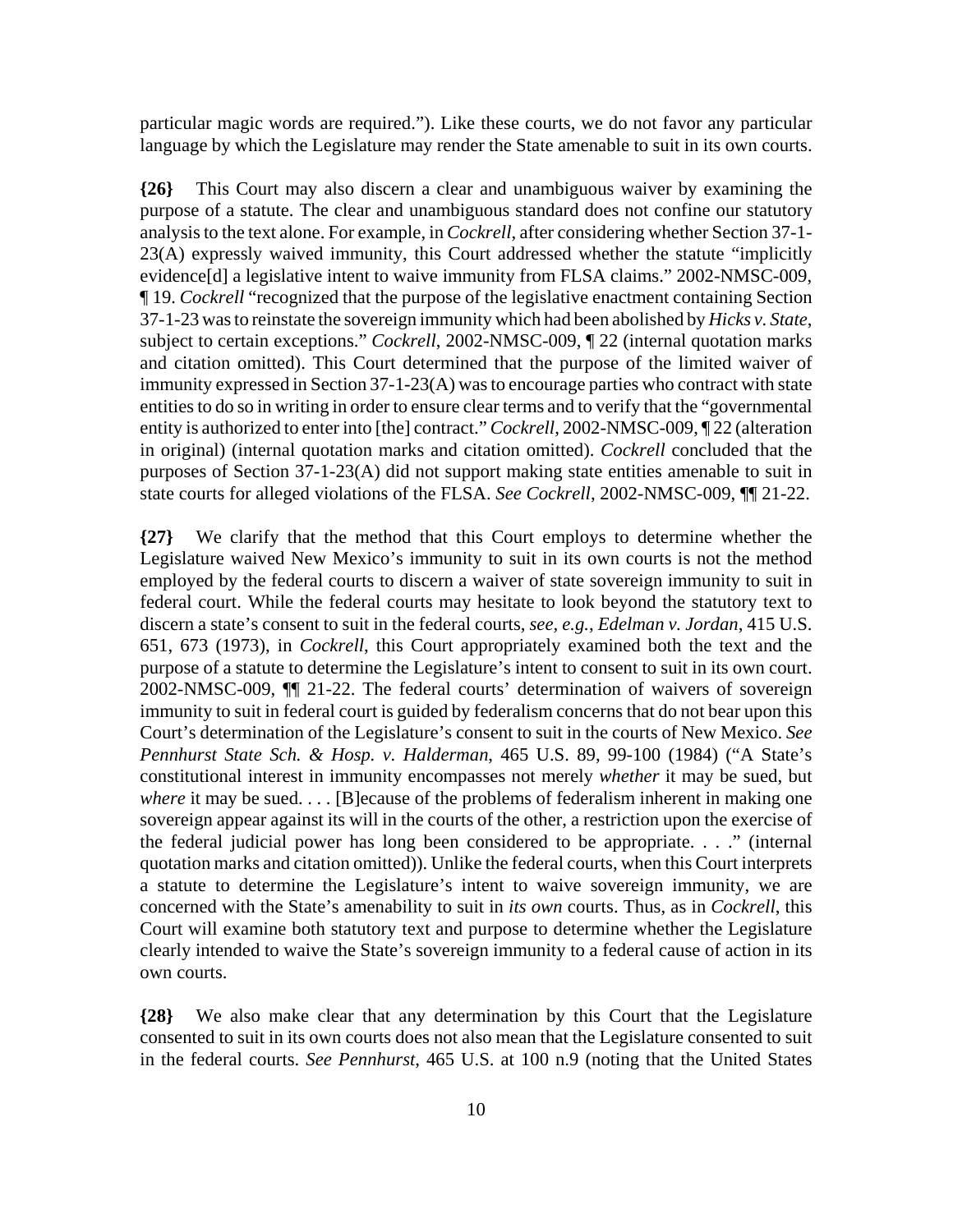particular magic words are required."). Like these courts, we do not favor any particular language by which the Legislature may render the State amenable to suit in its own courts.

**{26}** This Court may also discern a clear and unambiguous waiver by examining the purpose of a statute. The clear and unambiguous standard does not confine our statutory analysis to the text alone. For example, in *Cockrell*, after considering whether Section 37-1-23(A) expressly waived immunity, this Court addressed whether the statute "implicitly evidence[d] a legislative intent to waive immunity from FLSA claims." 2002-NMSC-009, ¶ 19. *Cockrell* "recognized that the purpose of the legislative enactment containing Section 37-1-23 was to reinstate the sovereign immunity which had been abolished by *Hicks v. State*, subject to certain exceptions." *Cockrell*, 2002-NMSC-009, ¶ 22 (internal quotation marks and citation omitted). This Court determined that the purpose of the limited waiver of immunity expressed in Section 37-1-23(A) was to encourage parties who contract with state entities to do so in writing in order to ensure clear terms and to verify that the "governmental entity is authorized to enter into [the] contract." *Cockrell*, 2002-NMSC-009, ¶ 22 (alteration in original) (internal quotation marks and citation omitted). *Cockrell* concluded that the purposes of Section 37-1-23(A) did not support making state entities amenable to suit in state courts for alleged violations of the FLSA. *See Cockrell*, 2002-NMSC-009, ¶¶ 21-22.

**{27}** We clarify that the method that this Court employs to determine whether the Legislature waived New Mexico's immunity to suit in its own courts is not the method employed by the federal courts to discern a waiver of state sovereign immunity to suit in federal court. While the federal courts may hesitate to look beyond the statutory text to discern a state's consent to suit in the federal courts, *see, e.g.*, *Edelman v. Jordan*, 415 U.S. 651, 673 (1973), in *Cockrell*, this Court appropriately examined both the text and the purpose of a statute to determine the Legislature's intent to consent to suit in its own court. 2002-NMSC-009, ¶¶ 21-22. The federal courts' determination of waivers of sovereign immunity to suit in federal court is guided by federalism concerns that do not bear upon this Court's determination of the Legislature's consent to suit in the courts of New Mexico. *See Pennhurst State Sch. & Hosp. v. Halderman*, 465 U.S. 89, 99-100 (1984) ("A State's constitutional interest in immunity encompasses not merely *whether* it may be sued, but *where* it may be sued. . . . [B]ecause of the problems of federalism inherent in making one sovereign appear against its will in the courts of the other, a restriction upon the exercise of the federal judicial power has long been considered to be appropriate. . . ." (internal quotation marks and citation omitted)). Unlike the federal courts, when this Court interprets a statute to determine the Legislature's intent to waive sovereign immunity, we are concerned with the State's amenability to suit in *its own* courts. Thus, as in *Cockrell*, this Court will examine both statutory text and purpose to determine whether the Legislature clearly intended to waive the State's sovereign immunity to a federal cause of action in its own courts.

**{28}** We also make clear that any determination by this Court that the Legislature consented to suit in its own courts does not also mean that the Legislature consented to suit in the federal courts. *See Pennhurst*, 465 U.S. at 100 n.9 (noting that the United States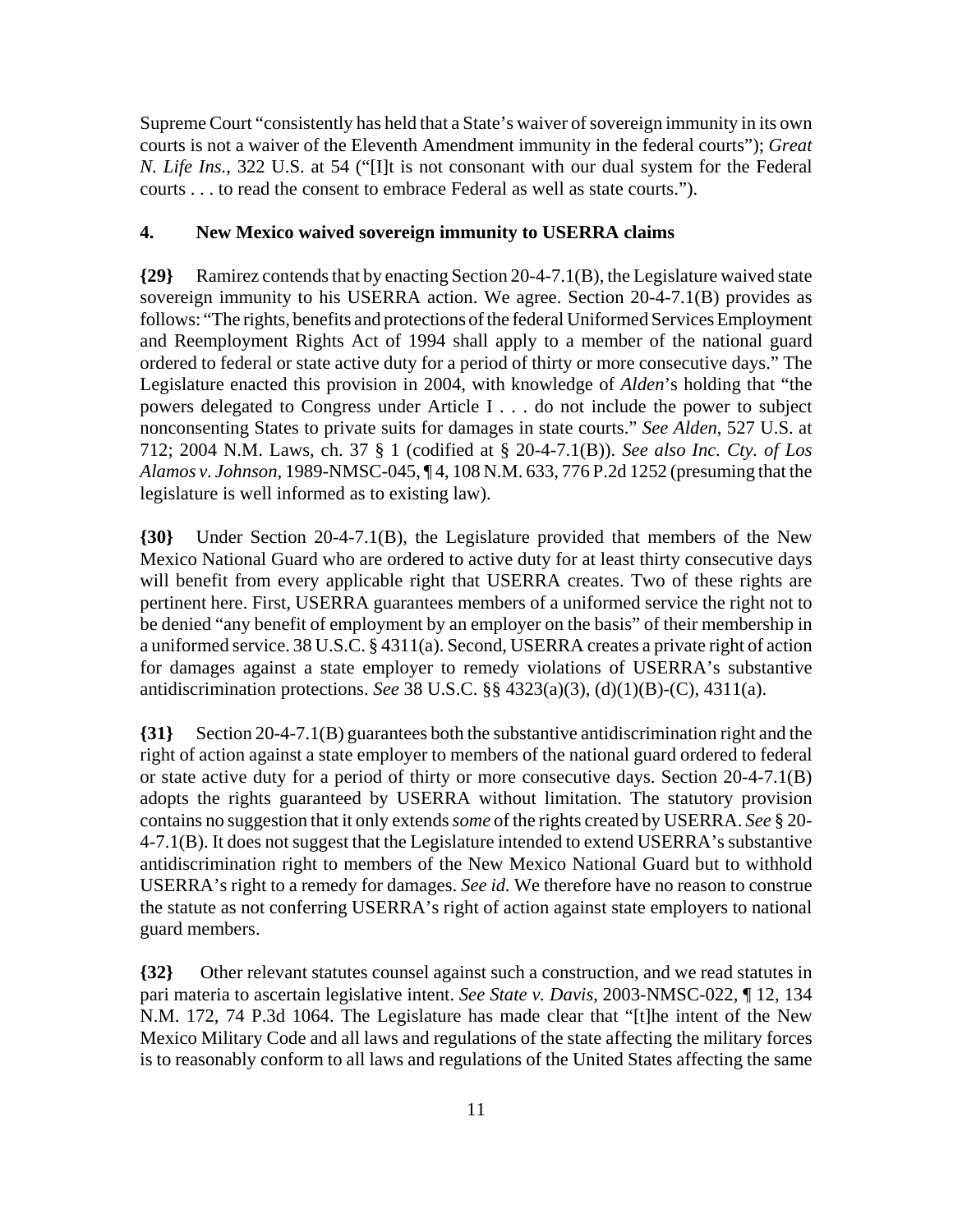Supreme Court "consistently has held that a State's waiver of sovereign immunity in its own courts is not a waiver of the Eleventh Amendment immunity in the federal courts"); *Great N. Life Ins.*, 322 U.S. at 54 ("[I]t is not consonant with our dual system for the Federal courts . . . to read the consent to embrace Federal as well as state courts.").

### 4. New Mexico waived sovereign immunity to USERRA claims

**{29}** Ramirez contends that by enacting Section 20-4-7.1(B), the Legislature waived state sovereign immunity to his USERRA action. We agree. Section 20-4-7.1(B) provides as follows: "The rights, benefits and protections of the federal Uniformed Services Employment and Reemployment Rights Act of 1994 shall apply to a member of the national guard ordered to federal or state active duty for a period of thirty or more consecutive days." The Legislature enacted this provision in 2004, with knowledge of *Alden*'s holding that "the powers delegated to Congress under Article I . . . do not include the power to subject nonconsenting States to private suits for damages in state courts." *See Alden*, 527 U.S. at 712; 2004 N.M. Laws, ch. 37 § 1 (codified at § 20-4-7.1(B)). *See also Inc. Cty. of Los Alamos v. Johnson*, 1989-NMSC-045, ¶ 4, 108 N.M. 633, 776 P.2d 1252 (presuming that the legislature is well informed as to existing law).

**{30}** Under Section 20-4-7.1(B), the Legislature provided that members of the New Mexico National Guard who are ordered to active duty for at least thirty consecutive days will benefit from every applicable right that USERRA creates. Two of these rights are pertinent here. First, USERRA guarantees members of a uniformed service the right not to be denied "any benefit of employment by an employer on the basis" of their membership in a uniformed service. 38 U.S.C. § 4311(a). Second, USERRA creates a private right of action for damages against a state employer to remedy violations of USERRA's substantive antidiscrimination protections. *See* 38 U.S.C. §§ 4323(a)(3), (d)(1)(B)-(C), 4311(a).

**{31}** Section 20-4-7.1(B) guarantees both the substantive antidiscrimination right and the right of action against a state employer to members of the national guard ordered to federal or state active duty for a period of thirty or more consecutive days. Section 20-4-7.1(B) adopts the rights guaranteed by USERRA without limitation. The statutory provision contains no suggestion that it only extends *some* of the rights created by USERRA. *See* § 20-4-7.1(B). It does not suggest that the Legislature intended to extend USERRA's substantive antidiscrimination right to members of the New Mexico National Guard but to withhold USERRA's right to a remedy for damages. *See id.* We therefore have no reason to construe the statute as not conferring USERRA's right of action against state employers to national guard members.

**{32}** Other relevant statutes counsel against such a construction, and we read statutes in pari materia to ascertain legislative intent. *See State v. Davis*, 2003-NMSC-022, ¶ 12, 134 N.M. 172, 74 P.3d 1064. The Legislature has made clear that "[t]he intent of the New Mexico Military Code and all laws and regulations of the state affecting the military forces is to reasonably conform to all laws and regulations of the United States affecting the same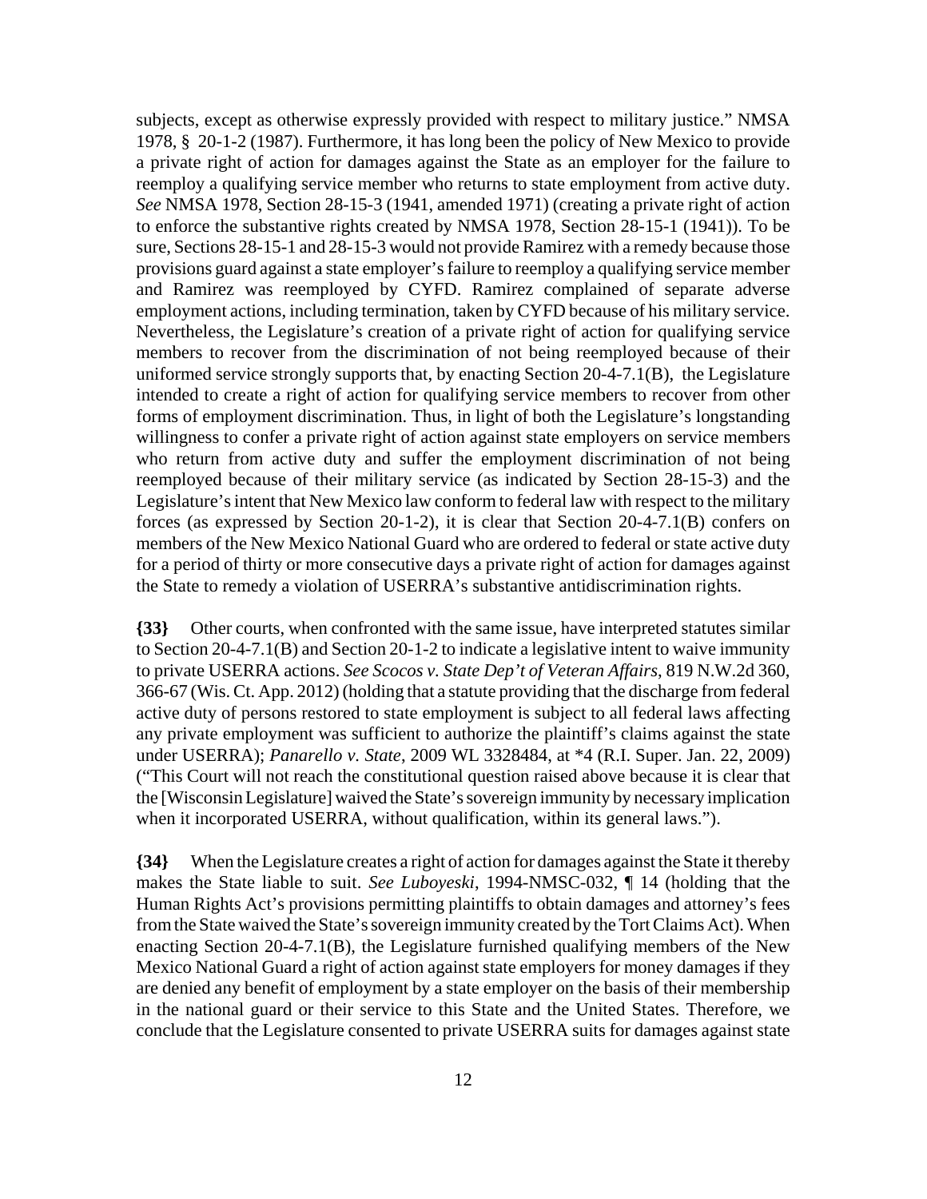subjects, except as otherwise expressly provided with respect to military justice." NMSA 1978, § 20-1-2 (1987). Furthermore, it has long been the policy of New Mexico to provide a private right of action for damages against the State as an employer for the failure to reemploy a qualifying service member who returns to state employment from active duty. *See* NMSA 1978, Section 28-15-3 (1941, amended 1971) (creating a private right of action to enforce the substantive rights created by NMSA 1978, Section 28-15-1 (1941)). To be sure, Sections 28-15-1 and 28-15-3 would not provide Ramirez with a remedy because those provisions guard against a state employer's failure to reemploy a qualifying service member and Ramirez was reemployed by CYFD. Ramirez complained of separate adverse employment actions, including termination, taken by CYFD because of his military service. Nevertheless, the Legislature's creation of a private right of action for qualifying service members to recover from the discrimination of not being reemployed because of their uniformed service strongly supports that, by enacting Section 20-4-7.1(B), the Legislature intended to create a right of action for qualifying service members to recover from other forms of employment discrimination. Thus, in light of both the Legislature's longstanding willingness to confer a private right of action against state employers on service members who return from active duty and suffer the employment discrimination of not being reemployed because of their military service (as indicated by Section 28-15-3) and the Legislature's intent that New Mexico law conform to federal law with respect to the military forces (as expressed by Section 20-1-2), it is clear that Section 20-4-7.1(B) confers on members of the New Mexico National Guard who are ordered to federal or state active duty for a period of thirty or more consecutive days a private right of action for damages against the State to remedy a violation of USERRA's substantive antidiscrimination rights.

**{33}** Other courts, when confronted with the same issue, have interpreted statutes similar to Section 20-4-7.1(B) and Section 20-1-2 to indicate a legislative intent to waive immunity to private USERRA actions. *See Scocos v. State Dep't of Veteran Affairs*, 819 N.W.2d 360, 366-67 (Wis. Ct. App. 2012) (holding that a statute providing that the discharge from federal active duty of persons restored to state employment is subject to all federal laws affecting any private employment was sufficient to authorize the plaintiff's claims against the state under USERRA); *Panarello v. State*, 2009 WL 3328484, at *4 (R.I. Super. Jan. 22, 2009) ("This Court will not reach the constitutional question raised above because it is clear that the [Wisconsin Legislature] waived the State's sovereign immunity by necessary implication when it incorporated USERRA, without qualification, within its general laws.").

**{34}** When the Legislature creates a right of action for damages against the State it thereby makes the State liable to suit. *See Luboyeski*, 1994-NMSC-032, ¶ 14 (holding that the Human Rights Act's provisions permitting plaintiffs to obtain damages and attorney's fees from the State waived the State's sovereign immunity created by the Tort Claims Act). When enacting Section 20-4-7.1(B), the Legislature furnished qualifying members of the New Mexico National Guard a right of action against state employers for money damages if they are denied any benefit of employment by a state employer on the basis of their membership in the national guard or their service to this State and the United States. Therefore, we conclude that the Legislature consented to private USERRA suits for damages against state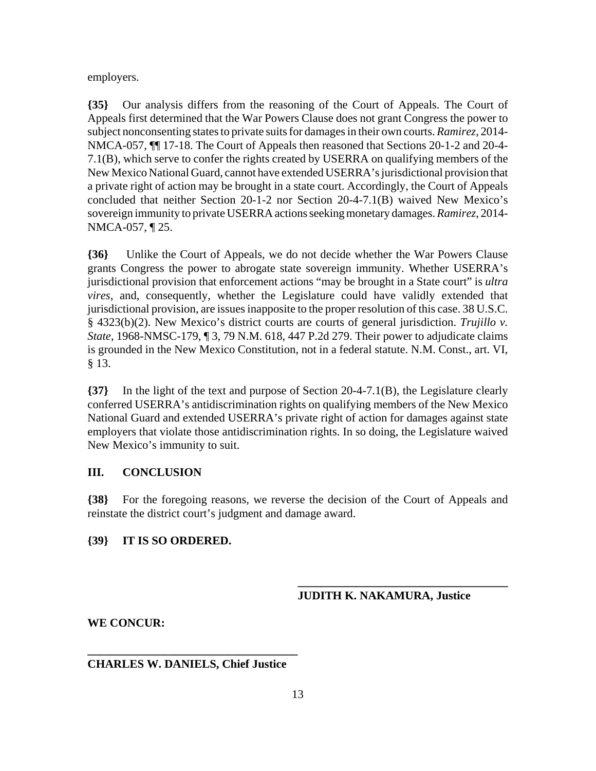employers.

**{35}** Our analysis differs from the reasoning of the Court of Appeals. The Court of Appeals first determined that the War Powers Clause does not grant Congress the power to subject nonconsenting states to private suits for damages in their own courts. *Ramirez*, 2014-NMCA-057, ¶¶ 17-18. The Court of Appeals then reasoned that Sections 20-1-2 and 20-4-7.1(B), which serve to confer the rights created by USERRA on qualifying members of the New Mexico National Guard, cannot have extended USERRA's jurisdictional provision that a private right of action may be brought in a state court. Accordingly, the Court of Appeals concluded that neither Section 20-1-2 nor Section 20-4-7.1(B) waived New Mexico's sovereign immunity to private USERRA actions seeking monetary damages. *Ramirez*, 2014-NMCA-057, ¶ 25.

**{36}** Unlike the Court of Appeals, we do not decide whether the War Powers Clause grants Congress the power to abrogate state sovereign immunity. Whether USERRA's jurisdictional provision that enforcement actions "may be brought in a State court" is *ultra vires*, and, consequently, whether the Legislature could have validly extended that jurisdictional provision, are issues inapposite to the proper resolution of this case. 38 U.S.C. § 4323(b)(2). New Mexico's district courts are courts of general jurisdiction. *Trujillo v. State*, 1968-NMSC-179, ¶ 3, 79 N.M. 618, 447 P.2d 279. Their power to adjudicate claims is grounded in the New Mexico Constitution, not in a federal statute. N.M. Const., art. VI, § 13.

**{37}** In the light of the text and purpose of Section 20-4-7.1(B), the Legislature clearly conferred USERRA's antidiscrimination rights on qualifying members of the New Mexico National Guard and extended USERRA's private right of action for damages against state employers that violate those antidiscrimination rights. In so doing, the Legislature waived New Mexico's immunity to suit.

## III. CONCLUSION

**{38}** For the foregoing reasons, we reverse the decision of the Court of Appeals and reinstate the district court's judgment and damage award.

**{39} IT IS SO ORDERED.**

\_\_\_\_\_\_\_\_\_\_\_\_\_\_\_\_\_\_\_\_\_\_\_\_\_\_\_\_\_\_\_\_\_\_\_\_

**JUDITH K. NAKAMURA, Justice**

**WE CONCUR:**

\_\_\_\_\_\_\_\_\_\_\_\_\_\_\_\_\_\_\_\_\_\_\_\_\_\_\_\_\_\_\_\_\_\_\_\_

**CHARLES W. DANIELS, Chief Justice**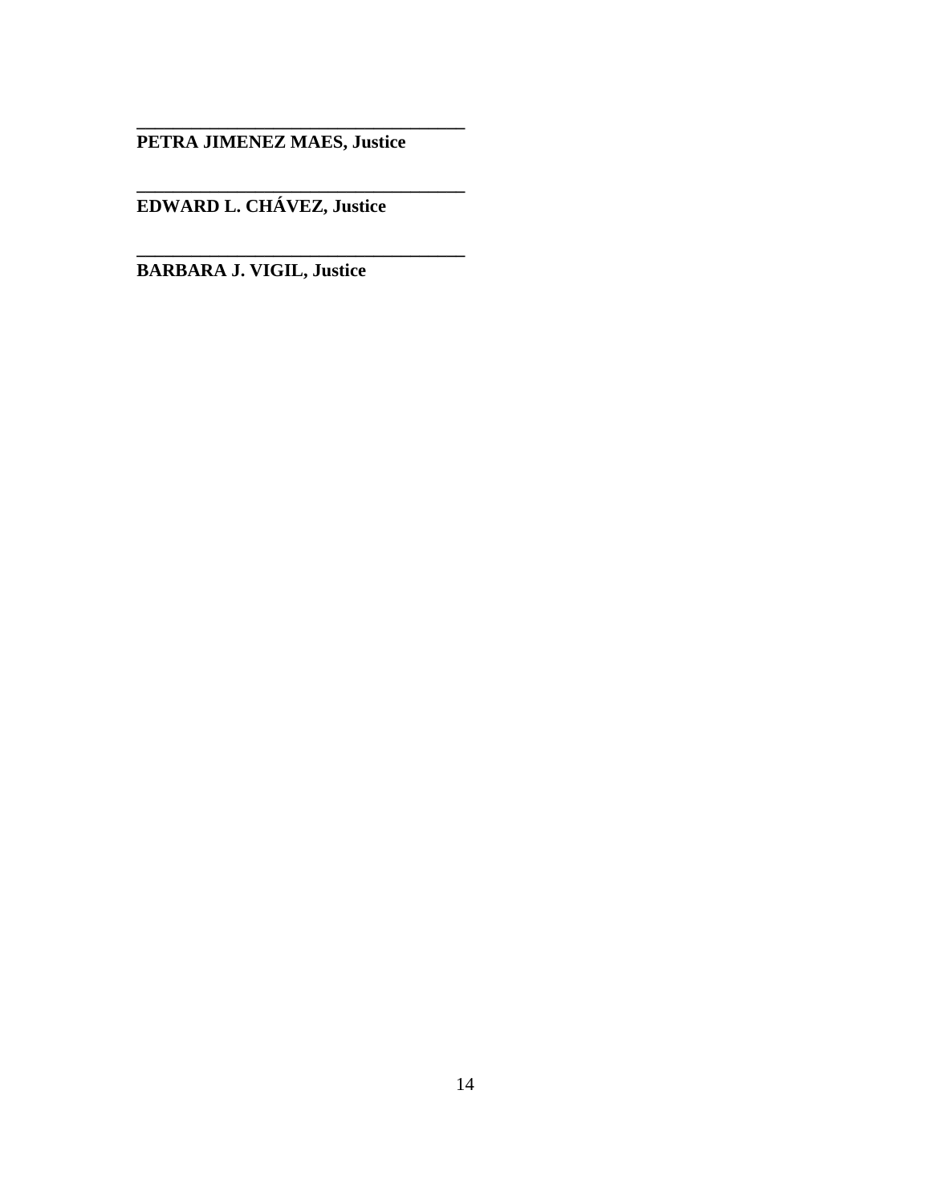\_\_\_\_\_\_\_\_\_\_\_\_\_\_\_\_\_\_\_\_\_\_\_\_\_\_\_\_\_\_\_\_\_\_\_\_
**PETRA JIMENEZ MAES, Justice**

\_\_\_\_\_\_\_\_\_\_\_\_\_\_\_\_\_\_\_\_\_\_\_\_\_\_\_\_\_\_\_\_\_\_\_\_
**EDWARD L. CHÁVEZ, Justice**

\_\_\_\_\_\_\_\_\_\_\_\_\_\_\_\_\_\_\_\_\_\_\_\_\_\_\_\_\_\_\_\_\_\_\_\_
**BARBARA J. VIGIL, Justice**